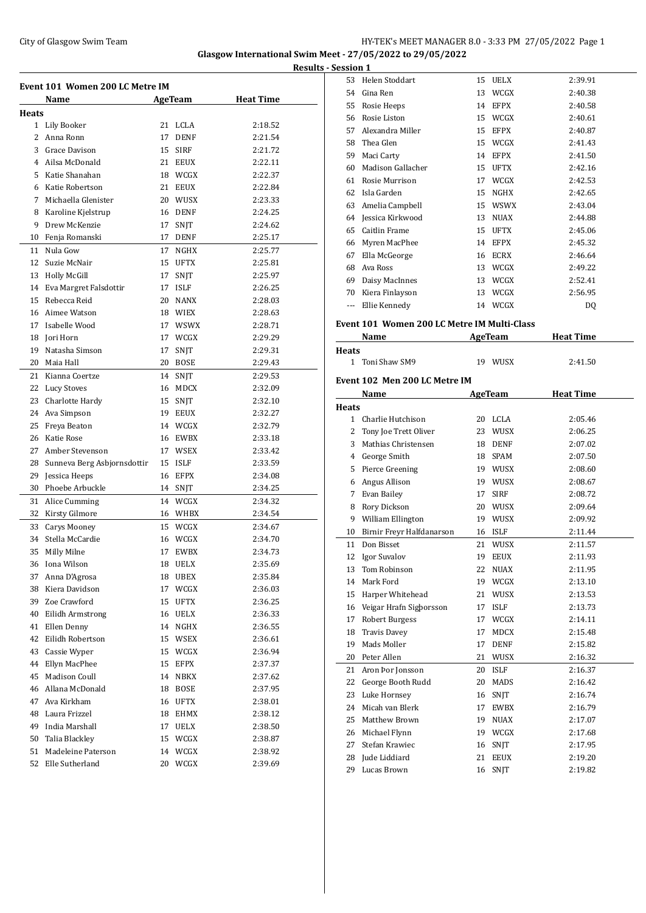# Glasgow International Swim Meet - 27/05/2022 to 29/05/2022

## Results - Session 1

### Event 101 Women 200 LC Metre IM

| | Name | Age | Team | Heat Time |
|---|---|---|---|---|
| **Heats** | | | | |
| 1 | Lily Booker | 21 | LCLA | 2:18.52 |
| 2 | Anna Ronn | 17 | DENF | 2:21.54 |
| 3 | Grace Davison | 15 | SIRF | 2:21.72 |
| 4 | Ailsa McDonald | 21 | EEUX | 2:22.11 |
| 5 | Katie Shanahan | 18 | WCGX | 2:22.37 |
| 6 | Katie Robertson | 21 | EEUX | 2:22.84 |
| 7 | Michaella Glenister | 20 | WUSX | 2:23.33 |
| 8 | Karoline Kjelstrup | 16 | DENF | 2:24.25 |
| 9 | Drew McKenzie | 17 | SNJT | 2:24.62 |
| 10 | Fenja Romanski | 17 | DENF | 2:25.17 |
| 11 | Nula Gow | 17 | NGHX | 2:25.77 |
| 12 | Suzie McNair | 15 | UFTX | 2:25.81 |
| 13 | Holly McGill | 17 | SNJT | 2:25.97 |
| 14 | Eva Margret Falsdottir | 17 | ISLF | 2:26.25 |
| 15 | Rebecca Reid | 20 | NANX | 2:28.03 |
| 16 | Aimee Watson | 18 | WIEX | 2:28.63 |
| 17 | Isabelle Wood | 17 | WSWX | 2:28.71 |
| 18 | Jori Horn | 17 | WCGX | 2:29.29 |
| 19 | Natasha Simson | 17 | SNJT | 2:29.31 |
| 20 | Maia Hall | 20 | BOSE | 2:29.43 |
| 21 | Kianna Coertze | 14 | SNJT | 2:29.53 |
| 22 | Lucy Stoves | 16 | MDCX | 2:32.09 |
| 23 | Charlotte Hardy | 15 | SNJT | 2:32.10 |
| 24 | Ava Simpson | 19 | EEUX | 2:32.27 |
| 25 | Freya Beaton | 14 | WCGX | 2:32.79 |
| 26 | Katie Rose | 16 | EWBX | 2:33.18 |
| 27 | Amber Stevenson | 17 | WSEX | 2:33.42 |
| 28 | Sunneva Berg Asbjornsdottir | 15 | ISLF | 2:33.59 |
| 29 | Jessica Heeps | 16 | EFPX | 2:34.08 |
| 30 | Phoebe Arbuckle | 14 | SNJT | 2:34.25 |
| 31 | Alice Cumming | 14 | WCGX | 2:34.32 |
| 32 | Kirsty Gilmore | 16 | WHBX | 2:34.54 |
| 33 | Carys Mooney | 15 | WCGX | 2:34.67 |
| 34 | Stella McCardie | 16 | WCGX | 2:34.70 |
| 35 | Milly Milne | 17 | EWBX | 2:34.73 |
| 36 | Iona Wilson | 18 | UELX | 2:35.69 |
| 37 | Anna D'Agrosa | 18 | UBEX | 2:35.84 |
| 38 | Kiera Davidson | 17 | WCGX | 2:36.03 |
| 39 | Zoe Crawford | 15 | UFTX | 2:36.25 |
| 40 | Eilidh Armstrong | 16 | UELX | 2:36.33 |
| 41 | Ellen Denny | 14 | NGHX | 2:36.55 |
| 42 | Eilidh Robertson | 15 | WSEX | 2:36.61 |
| 43 | Cassie Wyper | 15 | WCGX | 2:36.94 |
| 44 | Ellyn MacPhee | 15 | EFPX | 2:37.37 |
| 45 | Madison Coull | 14 | NBKX | 2:37.62 |
| 46 | Allana McDonald | 18 | BOSE | 2:37.95 |
| 47 | Ava Kirkham | 16 | UFTX | 2:38.01 |
| 48 | Laura Frizzel | 18 | EHMX | 2:38.12 |
| 49 | India Marshall | 17 | UELX | 2:38.50 |
| 50 | Talia Blackley | 15 | WCGX | 2:38.87 |
| 51 | Madeleine Paterson | 14 | WCGX | 2:38.92 |
| 52 | Elle Sutherland | 20 | WCGX | 2:39.69 |
| 53 | Helen Stoddart | 15 | UELX | 2:39.91 |
| 54 | Gina Ren | 13 | WCGX | 2:40.38 |
| 55 | Rosie Heeps | 14 | EFPX | 2:40.58 |
| 56 | Rosie Liston | 15 | WCGX | 2:40.61 |
| 57 | Alexandra Miller | 15 | EFPX | 2:40.87 |
| 58 | Thea Glen | 15 | WCGX | 2:41.43 |
| 59 | Maci Carty | 14 | EFPX | 2:41.50 |
| 60 | Madison Gallacher | 15 | UFTX | 2:42.16 |
| 61 | Rosie Murrison | 17 | WCGX | 2:42.53 |
| 62 | Isla Garden | 15 | NGHX | 2:42.65 |
| 63 | Amelia Campbell | 15 | WSWX | 2:43.04 |
| 64 | Jessica Kirkwood | 13 | NUAX | 2:44.88 |
| 65 | Caitlin Frame | 15 | UFTX | 2:45.06 |
| 66 | Myren MacPhee | 14 | EFPX | 2:45.32 |
| 67 | Ella McGeorge | 16 | ECRX | 2:46.64 |
| 68 | Ava Ross | 13 | WCGX | 2:49.22 |
| 69 | Daisy MacInnes | 13 | WCGX | 2:52.41 |
| 70 | Kiera Finlayson | 13 | WCGX | 2:56.95 |
| --- | Ellie Kennedy | 14 | WCGX | DQ |

### Event 101 Women 200 LC Metre IM Multi-Class

| | Name | Age | Team | Heat Time |
|---|---|---|---|---|
| **Heats** | | | | |
| 1 | Toni Shaw SM9 | 19 | WUSX | 2:41.50 |

### Event 102 Men 200 LC Metre IM

| | Name | Age | Team | Heat Time |
|---|---|---|---|---|
| **Heats** | | | | |
| 1 | Charlie Hutchison | 20 | LCLA | 2:05.46 |
| 2 | Tony Joe Trett Oliver | 23 | WUSX | 2:06.25 |
| 3 | Mathias Christensen | 18 | DENF | 2:07.02 |
| 4 | George Smith | 18 | SPAM | 2:07.50 |
| 5 | Pierce Greening | 19 | WUSX | 2:08.60 |
| 6 | Angus Allison | 19 | WUSX | 2:08.67 |
| 7 | Evan Bailey | 17 | SIRF | 2:08.72 |
| 8 | Rory Dickson | 20 | WUSX | 2:09.64 |
| 9 | William Ellington | 19 | WUSX | 2:09.92 |
| 10 | Birnir Freyr Halfdanarson | 16 | ISLF | 2:11.44 |
| 11 | Don Bisset | 21 | WUSX | 2:11.57 |
| 12 | Igor Suvalov | 19 | EEUX | 2:11.93 |
| 13 | Tom Robinson | 22 | NUAX | 2:11.95 |
| 14 | Mark Ford | 19 | WCGX | 2:13.10 |
| 15 | Harper Whitehead | 21 | WUSX | 2:13.53 |
| 16 | Veigar Hrafn Sigþorsson | 17 | ISLF | 2:13.73 |
| 17 | Robert Burgess | 17 | WCGX | 2:14.11 |
| 18 | Travis Davey | 17 | MDCX | 2:15.48 |
| 19 | Mads Moller | 17 | DENF | 2:15.82 |
| 20 | Peter Allen | 21 | WUSX | 2:16.32 |
| 21 | Aron Þor Jonsson | 20 | ISLF | 2:16.37 |
| 22 | George Booth Rudd | 20 | MADS | 2:16.42 |
| 23 | Luke Hornsey | 16 | SNJT | 2:16.74 |
| 24 | Micah van Blerk | 17 | EWBX | 2:16.79 |
| 25 | Matthew Brown | 19 | NUAX | 2:17.07 |
| 26 | Michael Flynn | 19 | WCGX | 2:17.68 |
| 27 | Stefan Krawiec | 16 | SNJT | 2:17.95 |
| 28 | Jude Liddiard | 21 | EEUX | 2:19.20 |
| 29 | Lucas Brown | 16 | SNJT | 2:19.82 |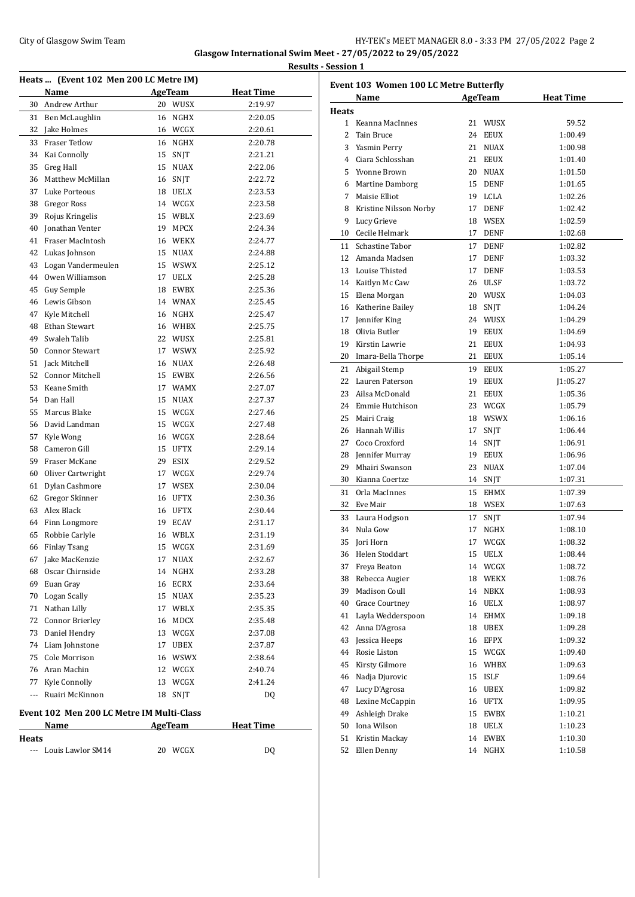**Results - Session 1**

## Heats ... (Event 102 Men 200 LC Metre IM)

| | Name | Age | Team | Heat Time |
|---|---|---|---|---|
| 30 | Andrew Arthur | 20 | WUSX | 2:19.97 |
| 31 | Ben McLaughlin | 16 | NGHX | 2:20.05 |
| 32 | Jake Holmes | 16 | WCGX | 2:20.61 |
| 33 | Fraser Tetlow | 16 | NGHX | 2:20.78 |
| 34 | Kai Connolly | 15 | SNJT | 2:21.21 |
| 35 | Greg Hall | 15 | NUAX | 2:22.06 |
| 36 | Matthew McMillan | 16 | SNJT | 2:22.72 |
| 37 | Luke Porteous | 18 | UELX | 2:23.53 |
| 38 | Gregor Ross | 14 | WCGX | 2:23.58 |
| 39 | Rojus Kringelis | 15 | WBLX | 2:23.69 |
| 40 | Jonathan Venter | 19 | MPCX | 2:24.34 |
| 41 | Fraser MacIntosh | 16 | WEKX | 2:24.77 |
| 42 | Lukas Johnson | 15 | NUAX | 2:24.88 |
| 43 | Logan Vandermeulen | 15 | WSWX | 2:25.12 |
| 44 | Owen Williamson | 17 | UELX | 2:25.28 |
| 45 | Guy Semple | 18 | EWBX | 2:25.36 |
| 46 | Lewis Gibson | 14 | WNAX | 2:25.45 |
| 47 | Kyle Mitchell | 16 | NGHX | 2:25.47 |
| 48 | Ethan Stewart | 16 | WHBX | 2:25.75 |
| 49 | Swaleh Talib | 22 | WUSX | 2:25.81 |
| 50 | Connor Stewart | 17 | WSWX | 2:25.92 |
| 51 | Jack Mitchell | 16 | NUAX | 2:26.48 |
| 52 | Connor Mitchell | 15 | EWBX | 2:26.56 |
| 53 | Keane Smith | 17 | WAMX | 2:27.07 |
| 54 | Dan Hall | 15 | NUAX | 2:27.37 |
| 55 | Marcus Blake | 15 | WCGX | 2:27.46 |
| 56 | David Landman | 15 | WCGX | 2:27.48 |
| 57 | Kyle Wong | 16 | WCGX | 2:28.64 |
| 58 | Cameron Gill | 15 | UFTX | 2:29.14 |
| 59 | Fraser McKane | 29 | ESIX | 2:29.52 |
| 60 | Oliver Cartwright | 17 | WCGX | 2:29.74 |
| 61 | Dylan Cashmore | 17 | WSEX | 2:30.04 |
| 62 | Gregor Skinner | 16 | UFTX | 2:30.36 |
| 63 | Alex Black | 16 | UFTX | 2:30.44 |
| 64 | Finn Longmore | 19 | ECAV | 2:31.17 |
| 65 | Robbie Carlyle | 16 | WBLX | 2:31.19 |
| 66 | Finlay Tsang | 15 | WCGX | 2:31.69 |
| 67 | Jake MacKenzie | 17 | NUAX | 2:32.67 |
| 68 | Oscar Chirnside | 14 | NGHX | 2:33.28 |
| 69 | Euan Gray | 16 | ECRX | 2:33.64 |
| 70 | Logan Scally | 15 | NUAX | 2:35.23 |
| 71 | Nathan Lilly | 17 | WBLX | 2:35.35 |
| 72 | Connor Brierley | 16 | MDCX | 2:35.48 |
| 73 | Daniel Hendry | 13 | WCGX | 2:37.08 |
| 74 | Liam Johnstone | 17 | UBEX | 2:37.87 |
| 75 | Cole Morrison | 16 | WSWX | 2:38.64 |
| 76 | Aran Machin | 12 | WCGX | 2:40.74 |
| 77 | Kyle Connolly | 13 | WCGX | 2:41.24 |
| --- | Ruairi McKinnon | 18 | SNJT | DQ |

## Event 102 Men 200 LC Metre IM Multi-Class

| | Name | Age | Team | Heat Time |
|---|---|---|---|---|
| **Heats** | | | | |
| --- | Louis Lawlor SM14 | 20 | WCGX | DQ |

## Event 103 Women 100 LC Metre Butterfly

| | Name | Age | Team | Heat Time |
|---|---|---|---|---|
| **Heats** | | | | |
| 1 | Keanna MacInnes | 21 | WUSX | 59.52 |
| 2 | Tain Bruce | 24 | EEUX | 1:00.49 |
| 3 | Yasmin Perry | 21 | NUAX | 1:00.98 |
| 4 | Ciara Schlosshan | 21 | EEUX | 1:01.40 |
| 5 | Yvonne Brown | 20 | NUAX | 1:01.50 |
| 6 | Martine Damborg | 15 | DENF | 1:01.65 |
| 7 | Maisie Elliot | 19 | LCLA | 1:02.26 |
| 8 | Kristine Nilsson Norby | 17 | DENF | 1:02.42 |
| 9 | Lucy Grieve | 18 | WSEX | 1:02.59 |
| 10 | Cecile Helmark | 17 | DENF | 1:02.68 |
| 11 | Schastine Tabor | 17 | DENF | 1:02.82 |
| 12 | Amanda Madsen | 17 | DENF | 1:03.32 |
| 13 | Louise Thisted | 17 | DENF | 1:03.53 |
| 14 | Kaitlyn Mc Caw | 26 | ULSF | 1:03.72 |
| 15 | Elena Morgan | 20 | WUSX | 1:04.03 |
| 16 | Katherine Bailey | 18 | SNJT | 1:04.24 |
| 17 | Jennifer King | 24 | WUSX | 1:04.29 |
| 18 | Olivia Butler | 19 | EEUX | 1:04.69 |
| 19 | Kirstin Lawrie | 21 | EEUX | 1:04.93 |
| 20 | Imara-Bella Thorpe | 21 | EEUX | 1:05.14 |
| 21 | Abigail Stemp | 19 | EEUX | 1:05.27 |
| 22 | Lauren Paterson | 19 | EEUX | J1:05.27 |
| 23 | Ailsa McDonald | 21 | EEUX | 1:05.36 |
| 24 | Emmie Hutchison | 23 | WCGX | 1:05.79 |
| 25 | Mairi Craig | 18 | WSWX | 1:06.16 |
| 26 | Hannah Willis | 17 | SNJT | 1:06.44 |
| 27 | Coco Croxford | 14 | SNJT | 1:06.91 |
| 28 | Jennifer Murray | 19 | EEUX | 1:06.96 |
| 29 | Mhairi Swanson | 23 | NUAX | 1:07.04 |
| 30 | Kianna Coertze | 14 | SNJT | 1:07.31 |
| 31 | Orla MacInnes | 15 | EHMX | 1:07.39 |
| 32 | Eve Mair | 18 | WSEX | 1:07.63 |
| 33 | Laura Hodgson | 17 | SNJT | 1:07.94 |
| 34 | Nula Gow | 17 | NGHX | 1:08.10 |
| 35 | Jori Horn | 17 | WCGX | 1:08.32 |
| 36 | Helen Stoddart | 15 | UELX | 1:08.44 |
| 37 | Freya Beaton | 14 | WCGX | 1:08.72 |
| 38 | Rebecca Augier | 18 | WEKX | 1:08.76 |
| 39 | Madison Coull | 14 | NBKX | 1:08.93 |
| 40 | Grace Courtney | 16 | UELX | 1:08.97 |
| 41 | Layla Wedderspoon | 14 | EHMX | 1:09.18 |
| 42 | Anna D'Agrosa | 18 | UBEX | 1:09.28 |
| 43 | Jessica Heeps | 16 | EFPX | 1:09.32 |
| 44 | Rosie Liston | 15 | WCGX | 1:09.40 |
| 45 | Kirsty Gilmore | 16 | WHBX | 1:09.63 |
| 46 | Nadja Djurovic | 15 | ISLF | 1:09.64 |
| 47 | Lucy D'Agrosa | 16 | UBEX | 1:09.82 |
| 48 | Lexine McCappin | 16 | UFTX | 1:09.95 |
| 49 | Ashleigh Drake | 15 | EWBX | 1:10.21 |
| 50 | Iona Wilson | 18 | UELX | 1:10.23 |
| 51 | Kristin Mackay | 14 | EWBX | 1:10.30 |
| 52 | Ellen Denny | 14 | NGHX | 1:10.58 |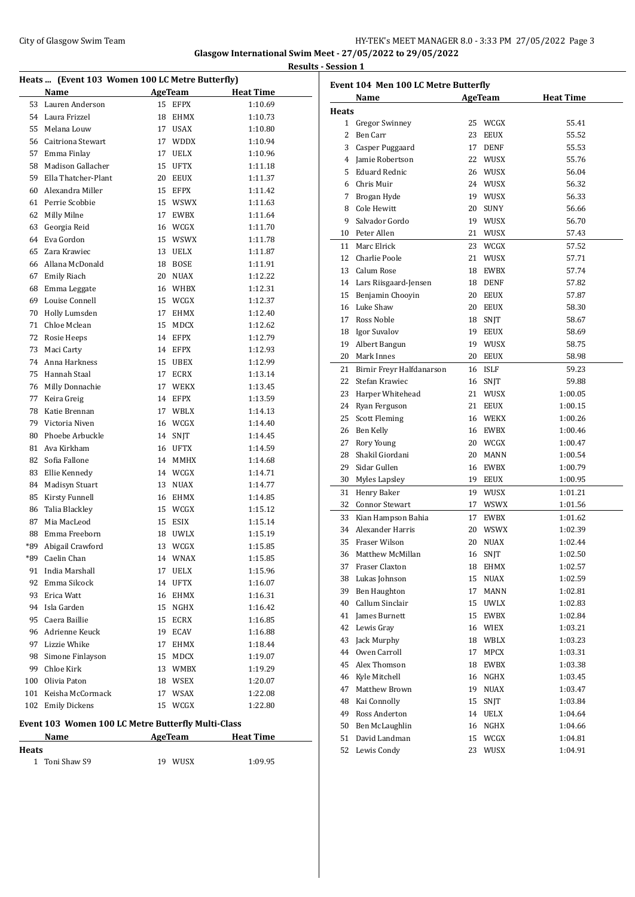City of Glasgow Swim Team

**Glasgow International Swim Meet - 27/05/2022 to 29/05/2022**

**Results - Session 1**

### Heats ... (Event 103 Women 100 LC Metre Butterfly)

| | Name | Age | Team | Heat Time |
|---|---|---|---|---|
| 53 | Lauren Anderson | 15 | EFPX | 1:10.69 |
| 54 | Laura Frizzel | 18 | EHMX | 1:10.73 |
| 55 | Melana Louw | 17 | USAX | 1:10.80 |
| 56 | Caitriona Stewart | 17 | WDDX | 1:10.94 |
| 57 | Emma Finlay | 17 | UELX | 1:10.96 |
| 58 | Madison Gallacher | 15 | UFTX | 1:11.18 |
| 59 | Ella Thatcher-Plant | 20 | EEUX | 1:11.37 |
| 60 | Alexandra Miller | 15 | EFPX | 1:11.42 |
| 61 | Perrie Scobbie | 15 | WSWX | 1:11.63 |
| 62 | Milly Milne | 17 | EWBX | 1:11.64 |
| 63 | Georgia Reid | 16 | WCGX | 1:11.70 |
| 64 | Eva Gordon | 15 | WSWX | 1:11.78 |
| 65 | Zara Krawiec | 13 | UELX | 1:11.87 |
| 66 | Allana McDonald | 18 | BOSE | 1:11.91 |
| 67 | Emily Riach | 20 | NUAX | 1:12.22 |
| 68 | Emma Leggate | 16 | WHBX | 1:12.31 |
| 69 | Louise Connell | 15 | WCGX | 1:12.37 |
| 70 | Holly Lumsden | 17 | EHMX | 1:12.40 |
| 71 | Chloe Mclean | 15 | MDCX | 1:12.62 |
| 72 | Rosie Heeps | 14 | EFPX | 1:12.79 |
| 73 | Maci Carty | 14 | EFPX | 1:12.93 |
| 74 | Anna Harkness | 15 | UBEX | 1:12.99 |
| 75 | Hannah Staal | 17 | ECRX | 1:13.14 |
| 76 | Milly Donnachie | 17 | WEKX | 1:13.45 |
| 77 | Keira Greig | 14 | EFPX | 1:13.59 |
| 78 | Katie Brennan | 17 | WBLX | 1:14.13 |
| 79 | Victoria Niven | 16 | WCGX | 1:14.40 |
| 80 | Phoebe Arbuckle | 14 | SNJT | 1:14.45 |
| 81 | Ava Kirkham | 16 | UFTX | 1:14.59 |
| 82 | Sofia Fallone | 14 | MMHX | 1:14.68 |
| 83 | Ellie Kennedy | 14 | WCGX | 1:14.71 |
| 84 | Madisyn Stuart | 13 | NUAX | 1:14.77 |
| 85 | Kirsty Funnell | 16 | EHMX | 1:14.85 |
| 86 | Talia Blackley | 15 | WCGX | 1:15.12 |
| 87 | Mia MacLeod | 15 | ESIX | 1:15.14 |
| 88 | Emma Freeborn | 18 | UWLX | 1:15.19 |
| *89 | Abigail Crawford | 13 | WCGX | 1:15.85 |
| *89 | Caelin Chan | 14 | WNAX | 1:15.85 |
| 91 | India Marshall | 17 | UELX | 1:15.96 |
| 92 | Emma Silcock | 14 | UFTX | 1:16.07 |
| 93 | Erica Watt | 16 | EHMX | 1:16.31 |
| 94 | Isla Garden | 15 | NGHX | 1:16.42 |
| 95 | Caera Baillie | 15 | ECRX | 1:16.85 |
| 96 | Adrienne Keuck | 19 | ECAV | 1:16.88 |
| 97 | Lizzie Whike | 17 | EHMX | 1:18.44 |
| 98 | Simone Finlayson | 15 | MDCX | 1:19.07 |
| 99 | Chloe Kirk | 13 | WMBX | 1:19.29 |
| 100 | Olivia Paton | 18 | WSEX | 1:20.07 |
| 101 | Keisha McCormack | 17 | WSAX | 1:22.08 |
| 102 | Emily Dickens | 15 | WCGX | 1:22.80 |

### Event 103 Women 100 LC Metre Butterfly Multi-Class

| | Name | Age | Team | Heat Time |
|---|---|---|---|---|
| **Heats** | | | | |
| 1 | Toni Shaw S9 | 19 | WUSX | 1:09.95 |

### Event 104 Men 100 LC Metre Butterfly

| | Name | Age | Team | Heat Time |
|---|---|---|---|---|
| **Heats** | | | | |
| 1 | Gregor Swinney | 25 | WCGX | 55.41 |
| 2 | Ben Carr | 23 | EEUX | 55.52 |
| 3 | Casper Puggaard | 17 | DENF | 55.53 |
| 4 | Jamie Robertson | 22 | WUSX | 55.76 |
| 5 | Eduard Rednic | 26 | WUSX | 56.04 |
| 6 | Chris Muir | 24 | WUSX | 56.32 |
| 7 | Brogan Hyde | 19 | WUSX | 56.33 |
| 8 | Cole Hewitt | 20 | SUNY | 56.66 |
| 9 | Salvador Gordo | 19 | WUSX | 56.70 |
| 10 | Peter Allen | 21 | WUSX | 57.43 |
| 11 | Marc Elrick | 23 | WCGX | 57.52 |
| 12 | Charlie Poole | 21 | WUSX | 57.71 |
| 13 | Calum Rose | 18 | EWBX | 57.74 |
| 14 | Lars Riisgaard-Jensen | 18 | DENF | 57.82 |
| 15 | Benjamin Chooyin | 20 | EEUX | 57.87 |
| 16 | Luke Shaw | 20 | EEUX | 58.30 |
| 17 | Ross Noble | 18 | SNJT | 58.67 |
| 18 | Igor Suvalov | 19 | EEUX | 58.69 |
| 19 | Albert Bangun | 19 | WUSX | 58.75 |
| 20 | Mark Innes | 20 | EEUX | 58.98 |
| 21 | Birnir Freyr Halfdanarson | 16 | ISLF | 59.23 |
| 22 | Stefan Krawiec | 16 | SNJT | 59.88 |
| 23 | Harper Whitehead | 21 | WUSX | 1:00.05 |
| 24 | Ryan Ferguson | 21 | EEUX | 1:00.15 |
| 25 | Scott Fleming | 16 | WEKX | 1:00.26 |
| 26 | Ben Kelly | 16 | EWBX | 1:00.46 |
| 27 | Rory Young | 20 | WCGX | 1:00.47 |
| 28 | Shakil Giordani | 20 | MANN | 1:00.54 |
| 29 | Sidar Gullen | 16 | EWBX | 1:00.79 |
| 30 | Myles Lapsley | 19 | EEUX | 1:00.95 |
| 31 | Henry Baker | 19 | WUSX | 1:01.21 |
| 32 | Connor Stewart | 17 | WSWX | 1:01.56 |
| 33 | Kian Hampson Bahia | 17 | EWBX | 1:01.62 |
| 34 | Alexander Harris | 20 | WSWX | 1:02.39 |
| 35 | Fraser Wilson | 20 | NUAX | 1:02.44 |
| 36 | Matthew McMillan | 16 | SNJT | 1:02.50 |
| 37 | Fraser Claxton | 18 | EHMX | 1:02.57 |
| 38 | Lukas Johnson | 15 | NUAX | 1:02.59 |
| 39 | Ben Haughton | 17 | MANN | 1:02.81 |
| 40 | Callum Sinclair | 15 | UWLX | 1:02.83 |
| 41 | James Burnett | 15 | EWBX | 1:02.84 |
| 42 | Lewis Gray | 16 | WIEX | 1:03.21 |
| 43 | Jack Murphy | 18 | WBLX | 1:03.23 |
| 44 | Owen Carroll | 17 | MPCX | 1:03.31 |
| 45 | Alex Thomson | 18 | EWBX | 1:03.38 |
| 46 | Kyle Mitchell | 16 | NGHX | 1:03.45 |
| 47 | Matthew Brown | 19 | NUAX | 1:03.47 |
| 48 | Kai Connolly | 15 | SNJT | 1:03.84 |
| 49 | Ross Anderton | 14 | UELX | 1:04.64 |
| 50 | Ben McLaughlin | 16 | NGHX | 1:04.66 |
| 51 | David Landman | 15 | WCGX | 1:04.81 |
| 52 | Lewis Condy | 23 | WUSX | 1:04.91 |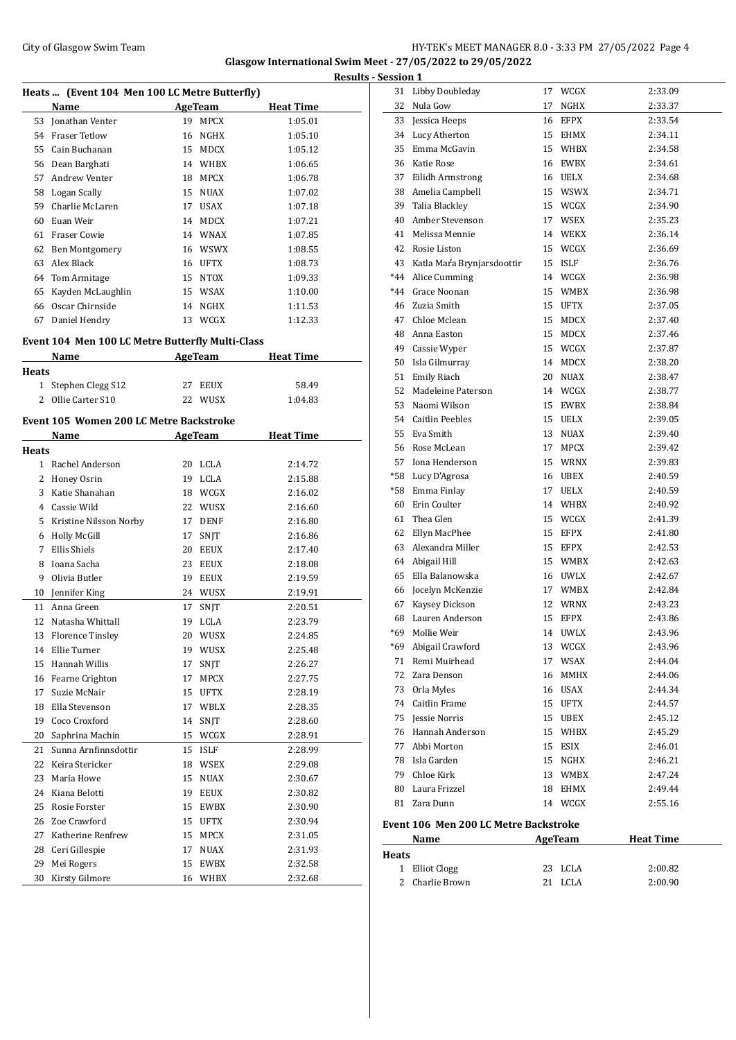**Glasgow International Swim Meet - 27/05/2022 to 29/05/2022**

**Results - Session 1**

### Heats ... (Event 104 Men 100 LC Metre Butterfly)

| | Name | Age | Team | Heat Time |
|---|---|---|---|---|
| 53 | Jonathan Venter | 19 | MPCX | 1:05.01 |
| 54 | Fraser Tetlow | 16 | NGHX | 1:05.10 |
| 55 | Cain Buchanan | 15 | MDCX | 1:05.12 |
| 56 | Dean Barghati | 14 | WHBX | 1:06.65 |
| 57 | Andrew Venter | 18 | MPCX | 1:06.78 |
| 58 | Logan Scally | 15 | NUAX | 1:07.02 |
| 59 | Charlie McLaren | 17 | USAX | 1:07.18 |
| 60 | Euan Weir | 14 | MDCX | 1:07.21 |
| 61 | Fraser Cowie | 14 | WNAX | 1:07.85 |
| 62 | Ben Montgomery | 16 | WSWX | 1:08.55 |
| 63 | Alex Black | 16 | UFTX | 1:08.73 |
| 64 | Tom Armitage | 15 | NTOX | 1:09.33 |
| 65 | Kayden McLaughlin | 15 | WSAX | 1:10.00 |
| 66 | Oscar Chirnside | 14 | NGHX | 1:11.53 |
| 67 | Daniel Hendry | 13 | WCGX | 1:12.33 |

### Event 104 Men 100 LC Metre Butterfly Multi-Class

| | Name | Age | Team | Heat Time |
|---|---|---|---|---|
| **Heats** | | | | |
| 1 | Stephen Clegg S12 | 27 | EEUX | 58.49 |
| 2 | Ollie Carter S10 | 22 | WUSX | 1:04.83 |

### Event 105 Women 200 LC Metre Backstroke

| | Name | Age | Team | Heat Time |
|---|---|---|---|---|
| **Heats** | | | | |
| 1 | Rachel Anderson | 20 | LCLA | 2:14.72 |
| 2 | Honey Osrin | 19 | LCLA | 2:15.88 |
| 3 | Katie Shanahan | 18 | WCGX | 2:16.02 |
| 4 | Cassie Wild | 22 | WUSX | 2:16.60 |
| 5 | Kristine Nilsson Norby | 17 | DENF | 2:16.80 |
| 6 | Holly McGill | 17 | SNJT | 2:16.86 |
| 7 | Ellis Shiels | 20 | EEUX | 2:17.40 |
| 8 | Ioana Sacha | 23 | EEUX | 2:18.08 |
| 9 | Olivia Butler | 19 | EEUX | 2:19.59 |
| 10 | Jennifer King | 24 | WUSX | 2:19.91 |
| 11 | Anna Green | 17 | SNJT | 2:20.51 |
| 12 | Natasha Whittall | 19 | LCLA | 2:23.79 |
| 13 | Florence Tinsley | 20 | WUSX | 2:24.85 |
| 14 | Ellie Turner | 19 | WUSX | 2:25.48 |
| 15 | Hannah Willis | 17 | SNJT | 2:26.27 |
| 16 | Fearne Crighton | 17 | MPCX | 2:27.75 |
| 17 | Suzie McNair | 15 | UFTX | 2:28.19 |
| 18 | Ella Stevenson | 17 | WBLX | 2:28.35 |
| 19 | Coco Croxford | 14 | SNJT | 2:28.60 |
| 20 | Saphrina Machin | 15 | WCGX | 2:28.91 |
| 21 | Sunna Arnfinnsdottir | 15 | ISLF | 2:28.99 |
| 22 | Keira Stericker | 18 | WSEX | 2:29.08 |
| 23 | Maria Howe | 15 | NUAX | 2:30.67 |
| 24 | Kiana Belotti | 19 | EEUX | 2:30.82 |
| 25 | Rosie Forster | 15 | EWBX | 2:30.90 |
| 26 | Zoe Crawford | 15 | UFTX | 2:30.94 |
| 27 | Katherine Renfrew | 15 | MPCX | 2:31.05 |
| 28 | Ceri Gillespie | 17 | NUAX | 2:31.93 |
| 29 | Mei Rogers | 15 | EWBX | 2:32.58 |
| 30 | Kirsty Gilmore | 16 | WHBX | 2:32.68 |
| 31 | Libby Doubleday | 17 | WCGX | 2:33.09 |
| 32 | Nula Gow | 17 | NGHX | 2:33.37 |
| 33 | Jessica Heeps | 16 | EFPX | 2:33.54 |
| 34 | Lucy Atherton | 15 | EHMX | 2:34.11 |
| 35 | Emma McGavin | 15 | WHBX | 2:34.58 |
| 36 | Katie Rose | 16 | EWBX | 2:34.61 |
| 37 | Eilidh Armstrong | 16 | UELX | 2:34.68 |
| 38 | Amelia Campbell | 15 | WSWX | 2:34.71 |
| 39 | Talia Blackley | 15 | WCGX | 2:34.90 |
| 40 | Amber Stevenson | 17 | WSEX | 2:35.23 |
| 41 | Melissa Mennie | 14 | WEKX | 2:36.14 |
| 42 | Rosie Liston | 15 | WCGX | 2:36.69 |
| 43 | Katla Maŕa Brynjarsdoottir | 15 | ISLF | 2:36.76 |
| *44 | Alice Cumming | 14 | WCGX | 2:36.98 |
| *44 | Grace Noonan | 15 | WMBX | 2:36.98 |
| 46 | Zuzia Smith | 15 | UFTX | 2:37.05 |
| 47 | Chloe Mclean | 15 | MDCX | 2:37.40 |
| 48 | Anna Easton | 15 | MDCX | 2:37.46 |
| 49 | Cassie Wyper | 15 | WCGX | 2:37.87 |
| 50 | Isla Gilmurray | 14 | MDCX | 2:38.20 |
| 51 | Emily Riach | 20 | NUAX | 2:38.47 |
| 52 | Madeleine Paterson | 14 | WCGX | 2:38.77 |
| 53 | Naomi Wilson | 15 | EWBX | 2:38.84 |
| 54 | Caitlin Peebles | 15 | UELX | 2:39.05 |
| 55 | Eva Smith | 13 | NUAX | 2:39.40 |
| 56 | Rose McLean | 17 | MPCX | 2:39.42 |
| 57 | Iona Henderson | 15 | WRNX | 2:39.83 |
| *58 | Lucy D'Agrosa | 16 | UBEX | 2:40.59 |
| *58 | Emma Finlay | 17 | UELX | 2:40.59 |
| 60 | Erin Coulter | 14 | WHBX | 2:40.92 |
| 61 | Thea Glen | 15 | WCGX | 2:41.39 |
| 62 | Ellyn MacPhee | 15 | EFPX | 2:41.80 |
| 63 | Alexandra Miller | 15 | EFPX | 2:42.53 |
| 64 | Abigail Hill | 15 | WMBX | 2:42.63 |
| 65 | Ella Balanowska | 16 | UWLX | 2:42.67 |
| 66 | Jocelyn McKenzie | 17 | WMBX | 2:42.84 |
| 67 | Kaysey Dickson | 12 | WRNX | 2:43.23 |
| 68 | Lauren Anderson | 15 | EFPX | 2:43.86 |
| *69 | Mollie Weir | 14 | UWLX | 2:43.96 |
| *69 | Abigail Crawford | 13 | WCGX | 2:43.96 |
| 71 | Remi Muirhead | 17 | WSAX | 2:44.04 |
| 72 | Zara Denson | 16 | MMHX | 2:44.06 |
| 73 | Orla Myles | 16 | USAX | 2:44.34 |
| 74 | Caitlin Frame | 15 | UFTX | 2:44.57 |
| 75 | Jessie Norris | 15 | UBEX | 2:45.12 |
| 76 | Hannah Anderson | 15 | WHBX | 2:45.29 |
| 77 | Abbi Morton | 15 | ESIX | 2:46.01 |
| 78 | Isla Garden | 15 | NGHX | 2:46.21 |
| 79 | Chloe Kirk | 13 | WMBX | 2:47.24 |
| 80 | Laura Frizzel | 18 | EHMX | 2:49.44 |
| 81 | Zara Dunn | 14 | WCGX | 2:55.16 |

### Event 106 Men 200 LC Metre Backstroke

| | Name | Age | Team | Heat Time |
|---|---|---|---|---|
| **Heats** | | | | |
| 1 | Elliot Clogg | 23 | LCLA | 2:00.82 |
| 2 | Charlie Brown | 21 | LCLA | 2:00.90 |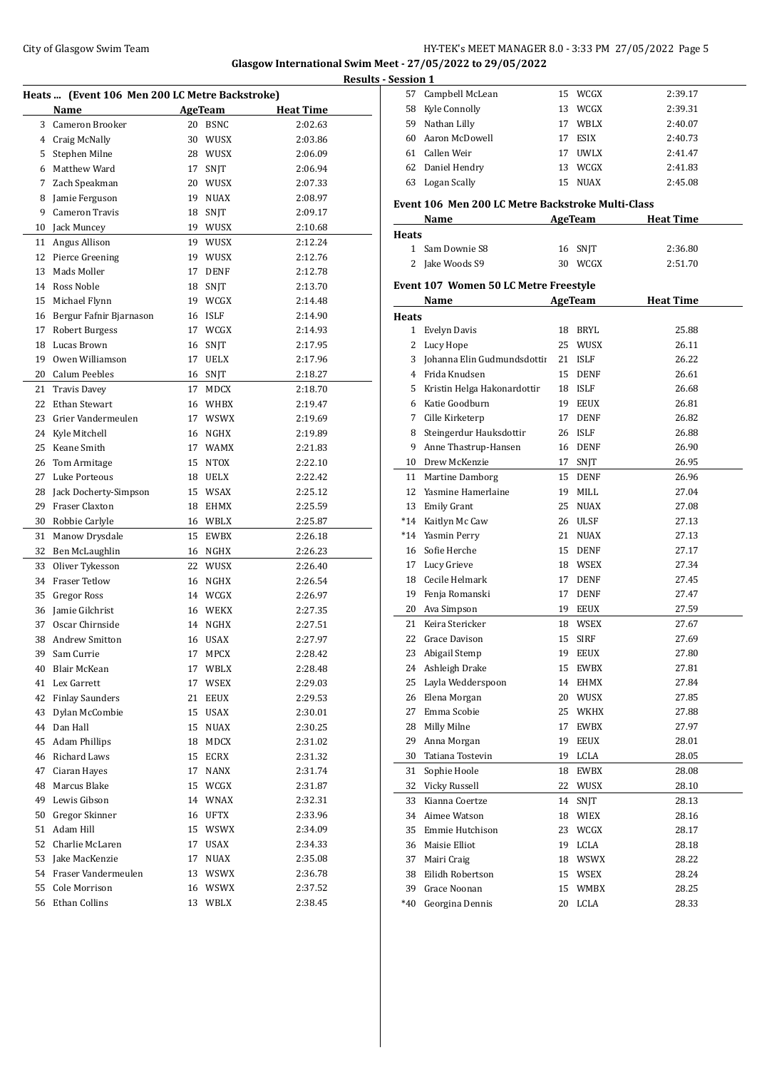## Heats ... (Event 106 Men 200 LC Metre Backstroke)

| | Name | Age | Team | Heat Time |
|---|---|---|---|---|
| 3 | Cameron Brooker | 20 | BSNC | 2:02.63 |
| 4 | Craig McNally | 30 | WUSX | 2:03.86 |
| 5 | Stephen Milne | 28 | WUSX | 2:06.09 |
| 6 | Matthew Ward | 17 | SNJT | 2:06.94 |
| 7 | Zach Speakman | 20 | WUSX | 2:07.33 |
| 8 | Jamie Ferguson | 19 | NUAX | 2:08.97 |
| 9 | Cameron Travis | 18 | SNJT | 2:09.17 |
| 10 | Jack Muncey | 19 | WUSX | 2:10.68 |
| 11 | Angus Allison | 19 | WUSX | 2:12.24 |
| 12 | Pierce Greening | 19 | WUSX | 2:12.76 |
| 13 | Mads Moller | 17 | DENF | 2:12.78 |
| 14 | Ross Noble | 18 | SNJT | 2:13.70 |
| 15 | Michael Flynn | 19 | WCGX | 2:14.48 |
| 16 | Bergur Fafnir Bjarnason | 16 | ISLF | 2:14.90 |
| 17 | Robert Burgess | 17 | WCGX | 2:14.93 |
| 18 | Lucas Brown | 16 | SNJT | 2:17.95 |
| 19 | Owen Williamson | 17 | UELX | 2:17.96 |
| 20 | Calum Peebles | 16 | SNJT | 2:18.27 |
| 21 | Travis Davey | 17 | MDCX | 2:18.70 |
| 22 | Ethan Stewart | 16 | WHBX | 2:19.47 |
| 23 | Grier Vandermeulen | 17 | WSWX | 2:19.69 |
| 24 | Kyle Mitchell | 16 | NGHX | 2:19.89 |
| 25 | Keane Smith | 17 | WAMX | 2:21.83 |
| 26 | Tom Armitage | 15 | NTOX | 2:22.10 |
| 27 | Luke Porteous | 18 | UELX | 2:22.42 |
| 28 | Jack Docherty-Simpson | 15 | WSAX | 2:25.12 |
| 29 | Fraser Claxton | 18 | EHMX | 2:25.59 |
| 30 | Robbie Carlyle | 16 | WBLX | 2:25.87 |
| 31 | Manow Drysdale | 15 | EWBX | 2:26.18 |
| 32 | Ben McLaughlin | 16 | NGHX | 2:26.23 |
| 33 | Oliver Tykesson | 22 | WUSX | 2:26.40 |
| 34 | Fraser Tetlow | 16 | NGHX | 2:26.54 |
| 35 | Gregor Ross | 14 | WCGX | 2:26.97 |
| 36 | Jamie Gilchrist | 16 | WEKX | 2:27.35 |
| 37 | Oscar Chirnside | 14 | NGHX | 2:27.51 |
| 38 | Andrew Smitton | 16 | USAX | 2:27.97 |
| 39 | Sam Currie | 17 | MPCX | 2:28.42 |
| 40 | Blair McKean | 17 | WBLX | 2:28.48 |
| 41 | Lex Garrett | 17 | WSEX | 2:29.03 |
| 42 | Finlay Saunders | 21 | EEUX | 2:29.53 |
| 43 | Dylan McCombie | 15 | USAX | 2:30.01 |
| 44 | Dan Hall | 15 | NUAX | 2:30.25 |
| 45 | Adam Phillips | 18 | MDCX | 2:31.02 |
| 46 | Richard Laws | 15 | ECRX | 2:31.32 |
| 47 | Ciaran Hayes | 17 | NANX | 2:31.74 |
| 48 | Marcus Blake | 15 | WCGX | 2:31.87 |
| 49 | Lewis Gibson | 14 | WNAX | 2:32.31 |
| 50 | Gregor Skinner | 16 | UFTX | 2:33.96 |
| 51 | Adam Hill | 15 | WSWX | 2:34.09 |
| 52 | Charlie McLaren | 17 | USAX | 2:34.33 |
| 53 | Jake MacKenzie | 17 | NUAX | 2:35.08 |
| 54 | Fraser Vandermeulen | 13 | WSWX | 2:36.78 |
| 55 | Cole Morrison | 16 | WSWX | 2:37.52 |
| 56 | Ethan Collins | 13 | WBLX | 2:38.45 |
| 57 | Campbell McLean | 15 | WCGX | 2:39.17 |
| 58 | Kyle Connolly | 13 | WCGX | 2:39.31 |
| 59 | Nathan Lilly | 17 | WBLX | 2:40.07 |
| 60 | Aaron McDowell | 17 | ESIX | 2:40.73 |
| 61 | Callen Weir | 17 | UWLX | 2:41.47 |
| 62 | Daniel Hendry | 13 | WCGX | 2:41.83 |
| 63 | Logan Scally | 15 | NUAX | 2:45.08 |

## Event 106 Men 200 LC Metre Backstroke Multi-Class

**Heats**

| | Name | Age | Team | Heat Time |
|---|---|---|---|---|
| 1 | Sam Downie S8 | 16 | SNJT | 2:36.80 |
| 2 | Jake Woods S9 | 30 | WCGX | 2:51.70 |

## Event 107 Women 50 LC Metre Freestyle

**Heats**

| | Name | Age | Team | Heat Time |
|---|---|---|---|---|
| 1 | Evelyn Davis | 18 | BRYL | 25.88 |
| 2 | Lucy Hope | 25 | WUSX | 26.11 |
| 3 | Johanna Elin Gudmundsdottir | 21 | ISLF | 26.22 |
| 4 | Frida Knudsen | 15 | DENF | 26.61 |
| 5 | Kristin Helga Hakonardottir | 18 | ISLF | 26.68 |
| 6 | Katie Goodburn | 19 | EEUX | 26.81 |
| 7 | Cille Kirketerp | 17 | DENF | 26.82 |
| 8 | Steingerdur Hauksdottir | 26 | ISLF | 26.88 |
| 9 | Anne Thastrup-Hansen | 16 | DENF | 26.90 |
| 10 | Drew McKenzie | 17 | SNJT | 26.95 |
| 11 | Martine Damborg | 15 | DENF | 26.96 |
| 12 | Yasmine Hamerlaine | 19 | MILL | 27.04 |
| 13 | Emily Grant | 25 | NUAX | 27.08 |
| *14 | Kaitlyn Mc Caw | 26 | ULSF | 27.13 |
| *14 | Yasmin Perry | 21 | NUAX | 27.13 |
| 16 | Sofie Herche | 15 | DENF | 27.17 |
| 17 | Lucy Grieve | 18 | WSEX | 27.34 |
| 18 | Cecile Helmark | 17 | DENF | 27.45 |
| 19 | Fenja Romanski | 17 | DENF | 27.47 |
| 20 | Ava Simpson | 19 | EEUX | 27.59 |
| 21 | Keira Stericker | 18 | WSEX | 27.67 |
| 22 | Grace Davison | 15 | SIRF | 27.69 |
| 23 | Abigail Stemp | 19 | EEUX | 27.80 |
| 24 | Ashleigh Drake | 15 | EWBX | 27.81 |
| 25 | Layla Wedderspoon | 14 | EHMX | 27.84 |
| 26 | Elena Morgan | 20 | WUSX | 27.85 |
| 27 | Emma Scobie | 25 | WKHX | 27.88 |
| 28 | Milly Milne | 17 | EWBX | 27.97 |
| 29 | Anna Morgan | 19 | EEUX | 28.01 |
| 30 | Tatiana Tostevin | 19 | LCLA | 28.05 |
| 31 | Sophie Hoole | 18 | EWBX | 28.08 |
| 32 | Vicky Russell | 22 | WUSX | 28.10 |
| 33 | Kianna Coertze | 14 | SNJT | 28.13 |
| 34 | Aimee Watson | 18 | WIEX | 28.16 |
| 35 | Emmie Hutchison | 23 | WCGX | 28.17 |
| 36 | Maisie Elliot | 19 | LCLA | 28.18 |
| 37 | Mairi Craig | 18 | WSWX | 28.22 |
| 38 | Eilidh Robertson | 15 | WSEX | 28.24 |
| 39 | Grace Noonan | 15 | WMBX | 28.25 |
| *40 | Georgina Dennis | 20 | LCLA | 28.33 |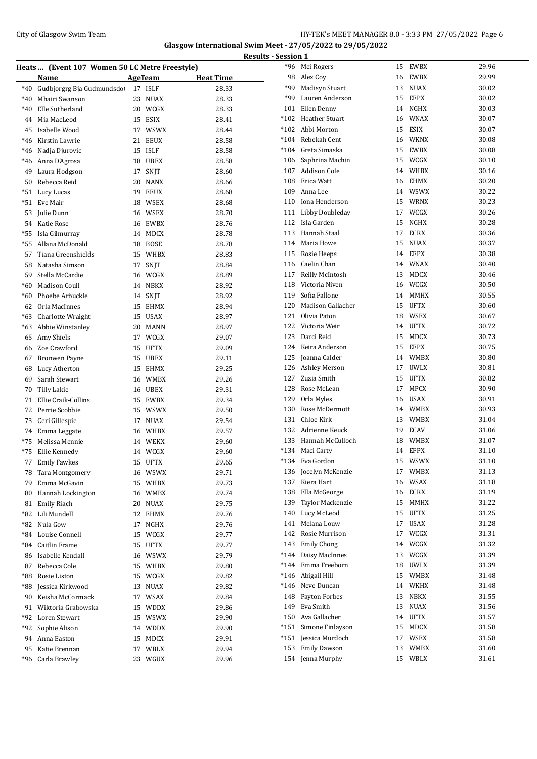Glasgow International Swim Meet - 27/05/2022 to 29/05/2022

Results - Session 1

## Heats ... (Event 107 Women 50 LC Metre Freestyle)

| | Name | Age | Team | Heat Time |
|---|---|---|---|---|
| *40 | Gudbjorgrg Bja Gudmundsdo | 17 | ISLF | 28.33 |
| *40 | Mhairi Swanson | 23 | NUAX | 28.33 |
| *40 | Elle Sutherland | 20 | WCGX | 28.33 |
| 44 | Mia MacLeod | 15 | ESIX | 28.41 |
| 45 | Isabelle Wood | 17 | WSWX | 28.44 |
| *46 | Kirstin Lawrie | 21 | EEUX | 28.58 |
| *46 | Nadja Djurovic | 15 | ISLF | 28.58 |
| *46 | Anna D'Agrosa | 18 | UBEX | 28.58 |
| 49 | Laura Hodgson | 17 | SNJT | 28.60 |
| 50 | Rebecca Reid | 20 | NANX | 28.66 |
| *51 | Lucy Lucas | 19 | EEUX | 28.68 |
| *51 | Eve Mair | 18 | WSEX | 28.68 |
| 53 | Julie Dunn | 16 | WSEX | 28.70 |
| 54 | Katie Rose | 16 | EWBX | 28.76 |
| *55 | Isla Gilmurray | 14 | MDCX | 28.78 |
| *55 | Allana McDonald | 18 | BOSE | 28.78 |
| 57 | Tiana Greenshields | 15 | WHBX | 28.83 |
| 58 | Natasha Simson | 17 | SNJT | 28.84 |
| 59 | Stella McCardie | 16 | WCGX | 28.89 |
| *60 | Madison Coull | 14 | NBKX | 28.92 |
| *60 | Phoebe Arbuckle | 14 | SNJT | 28.92 |
| 62 | Orla MacInnes | 15 | EHMX | 28.94 |
| *63 | Charlotte Wraight | 15 | USAX | 28.97 |
| *63 | Abbie Winstanley | 20 | MANN | 28.97 |
| 65 | Amy Shiels | 17 | WCGX | 29.07 |
| 66 | Zoe Crawford | 15 | UFTX | 29.09 |
| 67 | Bronwen Payne | 15 | UBEX | 29.11 |
| 68 | Lucy Atherton | 15 | EHMX | 29.25 |
| 69 | Sarah Stewart | 16 | WMBX | 29.26 |
| 70 | Tilly Lakie | 16 | UBEX | 29.31 |
| 71 | Ellie Craik-Collins | 15 | EWBX | 29.34 |
| 72 | Perrie Scobbie | 15 | WSWX | 29.50 |
| 73 | Ceri Gillespie | 17 | NUAX | 29.54 |
| 74 | Emma Leggate | 16 | WHBX | 29.57 |
| *75 | Melissa Mennie | 14 | WEKX | 29.60 |
| *75 | Ellie Kennedy | 14 | WCGX | 29.60 |
| 77 | Emily Fawkes | 15 | UFTX | 29.65 |
| 78 | Tara Montgomery | 16 | WSWX | 29.71 |
| 79 | Emma McGavin | 15 | WHBX | 29.73 |
| 80 | Hannah Lockington | 16 | WMBX | 29.74 |
| 81 | Emily Riach | 20 | NUAX | 29.75 |
| *82 | Lili Mundell | 12 | EHMX | 29.76 |
| *82 | Nula Gow | 17 | NGHX | 29.76 |
| *84 | Louise Connell | 15 | WCGX | 29.77 |
| *84 | Caitlin Frame | 15 | UFTX | 29.77 |
| 86 | Isabelle Kendall | 16 | WSWX | 29.79 |
| 87 | Rebecca Cole | 15 | WHBX | 29.80 |
| *88 | Rosie Liston | 15 | WCGX | 29.82 |
| *88 | Jessica Kirkwood | 13 | NUAX | 29.82 |
| 90 | Keisha McCormack | 17 | WSAX | 29.84 |
| 91 | Wiktoria Grabowska | 15 | WDDX | 29.86 |
| *92 | Loren Stewart | 15 | WSWX | 29.90 |
| *92 | Sophie Alison | 14 | WDDX | 29.90 |
| 94 | Anna Easton | 15 | MDCX | 29.91 |
| 95 | Katie Brennan | 17 | WBLX | 29.94 |
| *96 | Carla Brawley | 23 | WGUX | 29.96 |
| *96 | Mei Rogers | 15 | EWBX | 29.96 |
| 98 | Alex Coy | 16 | EWBX | 29.99 |
| *99 | Madisyn Stuart | 13 | NUAX | 30.02 |
| *99 | Lauren Anderson | 15 | EFPX | 30.02 |
| 101 | Ellen Denny | 14 | NGHX | 30.03 |
| *102 | Heather Stuart | 16 | WNAX | 30.07 |
| *102 | Abbi Morton | 15 | ESIX | 30.07 |
| *104 | Rebekah Cent | 16 | WKNX | 30.08 |
| *104 | Greta Simaska | 15 | EWBX | 30.08 |
| 106 | Saphrina Machin | 15 | WCGX | 30.10 |
| 107 | Addison Cole | 14 | WHBX | 30.16 |
| 108 | Erica Watt | 16 | EHMX | 30.20 |
| 109 | Anna Lee | 14 | WSWX | 30.22 |
| 110 | Iona Henderson | 15 | WRNX | 30.23 |
| 111 | Libby Doubleday | 17 | WCGX | 30.26 |
| 112 | Isla Garden | 15 | NGHX | 30.28 |
| 113 | Hannah Staal | 17 | ECRX | 30.36 |
| 114 | Maria Howe | 15 | NUAX | 30.37 |
| 115 | Rosie Heeps | 14 | EFPX | 30.38 |
| 116 | Caelin Chan | 14 | WNAX | 30.40 |
| 117 | Reilly McIntosh | 13 | MDCX | 30.46 |
| 118 | Victoria Niven | 16 | WCGX | 30.50 |
| 119 | Sofia Fallone | 14 | MMHX | 30.55 |
| 120 | Madison Gallacher | 15 | UFTX | 30.60 |
| 121 | Olivia Paton | 18 | WSEX | 30.67 |
| 122 | Victoria Weir | 14 | UFTX | 30.72 |
| 123 | Darci Reid | 15 | MDCX | 30.73 |
| 124 | Keira Anderson | 15 | EFPX | 30.75 |
| 125 | Joanna Calder | 14 | WMBX | 30.80 |
| 126 | Ashley Merson | 17 | UWLX | 30.81 |
| 127 | Zuzia Smith | 15 | UFTX | 30.82 |
| 128 | Rose McLean | 17 | MPCX | 30.90 |
| 129 | Orla Myles | 16 | USAX | 30.91 |
| 130 | Rose McDermott | 14 | WMBX | 30.93 |
| 131 | Chloe Kirk | 13 | WMBX | 31.04 |
| 132 | Adrienne Keuck | 19 | ECAV | 31.06 |
| 133 | Hannah McCulloch | 18 | WMBX | 31.07 |
| *134 | Maci Carty | 14 | EFPX | 31.10 |
| *134 | Eva Gordon | 15 | WSWX | 31.10 |
| 136 | Jocelyn McKenzie | 17 | WMBX | 31.13 |
| 137 | Kiera Hart | 16 | WSAX | 31.18 |
| 138 | Ella McGeorge | 16 | ECRX | 31.19 |
| 139 | Taylor Mackenzie | 15 | MMHX | 31.22 |
| 140 | Lucy McLeod | 15 | UFTX | 31.25 |
| 141 | Melana Louw | 17 | USAX | 31.28 |
| 142 | Rosie Murrison | 17 | WCGX | 31.31 |
| 143 | Emily Chong | 14 | WCGX | 31.32 |
| *144 | Daisy MacInnes | 13 | WCGX | 31.39 |
| *144 | Emma Freeborn | 18 | UWLX | 31.39 |
| *146 | Abigail Hill | 15 | WMBX | 31.48 |
| *146 | Neve Duncan | 14 | WKHX | 31.48 |
| 148 | Payton Forbes | 13 | NBKX | 31.55 |
| 149 | Eva Smith | 13 | NUAX | 31.56 |
| 150 | Ava Gallacher | 14 | UFTX | 31.57 |
| *151 | Simone Finlayson | 15 | MDCX | 31.58 |
| *151 | Jessica Murdoch | 17 | WSEX | 31.58 |
| 153 | Emily Dawson | 13 | WMBX | 31.60 |
| 154 | Jenna Murphy | 15 | WBLX | 31.61 |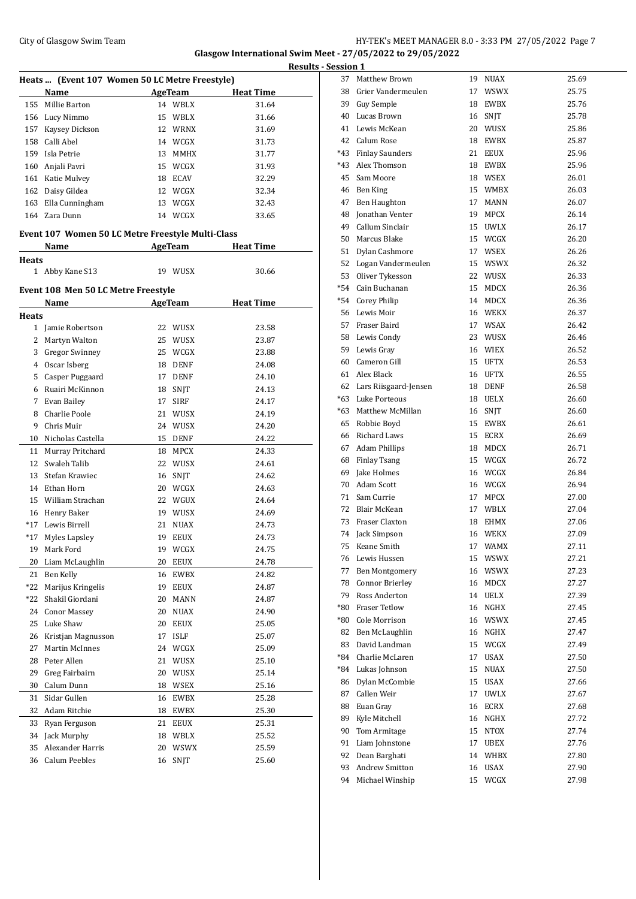Glasgow International Swim Meet - 27/05/2022 to 29/05/2022

Results - Session 1

## Heats ... (Event 107 Women 50 LC Metre Freestyle)

| | Name | Age | Team | Heat Time |
|---|---|---|---|---|
| 155 | Millie Barton | 14 | WBLX | 31.64 |
| 156 | Lucy Nimmo | 15 | WBLX | 31.66 |
| 157 | Kaysey Dickson | 12 | WRNX | 31.69 |
| 158 | Calli Abel | 14 | WCGX | 31.73 |
| 159 | Isla Petrie | 13 | MMHX | 31.77 |
| 160 | Anjali Pavri | 15 | WCGX | 31.93 |
| 161 | Katie Mulvey | 18 | ECAV | 32.29 |
| 162 | Daisy Gildea | 12 | WCGX | 32.34 |
| 163 | Ella Cunningham | 13 | WCGX | 32.43 |
| 164 | Zara Dunn | 14 | WCGX | 33.65 |

## Event 107 Women 50 LC Metre Freestyle Multi-Class

| | Name | Age | Team | Heat Time |
|---|---|---|---|---|
| **Heats** | | | | |
| 1 | Abby Kane S13 | 19 | WUSX | 30.66 |

## Event 108 Men 50 LC Metre Freestyle

| | Name | Age | Team | Heat Time |
|---|---|---|---|---|
| **Heats** | | | | |
| 1 | Jamie Robertson | 22 | WUSX | 23.58 |
| 2 | Martyn Walton | 25 | WUSX | 23.87 |
| 3 | Gregor Swinney | 25 | WCGX | 23.88 |
| 4 | Oscar Isberg | 18 | DENF | 24.08 |
| 5 | Casper Puggaard | 17 | DENF | 24.10 |
| 6 | Ruairi McKinnon | 18 | SNJT | 24.13 |
| 7 | Evan Bailey | 17 | SIRF | 24.17 |
| 8 | Charlie Poole | 21 | WUSX | 24.19 |
| 9 | Chris Muir | 24 | WUSX | 24.20 |
| 10 | Nicholas Castella | 15 | DENF | 24.22 |
| 11 | Murray Pritchard | 18 | MPCX | 24.33 |
| 12 | Swaleh Talib | 22 | WUSX | 24.61 |
| 13 | Stefan Krawiec | 16 | SNJT | 24.62 |
| 14 | Ethan Horn | 20 | WCGX | 24.63 |
| 15 | William Strachan | 22 | WGUX | 24.64 |
| 16 | Henry Baker | 19 | WUSX | 24.69 |
| *17 | Lewis Birrell | 21 | NUAX | 24.73 |
| *17 | Myles Lapsley | 19 | EEUX | 24.73 |
| 19 | Mark Ford | 19 | WCGX | 24.75 |
| 20 | Liam McLaughlin | 20 | EEUX | 24.78 |
| 21 | Ben Kelly | 16 | EWBX | 24.82 |
| *22 | Marijus Kringelis | 19 | EEUX | 24.87 |
| *22 | Shakil Giordani | 20 | MANN | 24.87 |
| 24 | Conor Massey | 20 | NUAX | 24.90 |
| 25 | Luke Shaw | 20 | EEUX | 25.05 |
| 26 | Kristjan Magnusson | 17 | ISLF | 25.07 |
| 27 | Martin McInnes | 24 | WCGX | 25.09 |
| 28 | Peter Allen | 21 | WUSX | 25.10 |
| 29 | Greg Fairbairn | 20 | WUSX | 25.14 |
| 30 | Calum Dunn | 18 | WSEX | 25.16 |
| 31 | Sidar Gullen | 16 | EWBX | 25.28 |
| 32 | Adam Ritchie | 18 | EWBX | 25.30 |
| 33 | Ryan Ferguson | 21 | EEUX | 25.31 |
| 34 | Jack Murphy | 18 | WBLX | 25.52 |
| 35 | Alexander Harris | 20 | WSWX | 25.59 |
| 36 | Calum Peebles | 16 | SNJT | 25.60 |
| 37 | Matthew Brown | 19 | NUAX | 25.69 |
| 38 | Grier Vandermeulen | 17 | WSWX | 25.75 |
| 39 | Guy Semple | 18 | EWBX | 25.76 |
| 40 | Lucas Brown | 16 | SNJT | 25.78 |
| 41 | Lewis McKean | 20 | WUSX | 25.86 |
| 42 | Calum Rose | 18 | EWBX | 25.87 |
| *43 | Finlay Saunders | 21 | EEUX | 25.96 |
| *43 | Alex Thomson | 18 | EWBX | 25.96 |
| 45 | Sam Moore | 18 | WSEX | 26.01 |
| 46 | Ben King | 15 | WMBX | 26.03 |
| 47 | Ben Haughton | 17 | MANN | 26.07 |
| 48 | Jonathan Venter | 19 | MPCX | 26.14 |
| 49 | Callum Sinclair | 15 | UWLX | 26.17 |
| 50 | Marcus Blake | 15 | WCGX | 26.20 |
| 51 | Dylan Cashmore | 17 | WSEX | 26.26 |
| 52 | Logan Vandermeulen | 15 | WSWX | 26.32 |
| 53 | Oliver Tykesson | 22 | WUSX | 26.33 |
| *54 | Cain Buchanan | 15 | MDCX | 26.36 |
| *54 | Corey Philip | 14 | MDCX | 26.36 |
| 56 | Lewis Moir | 16 | WEKX | 26.37 |
| 57 | Fraser Baird | 17 | WSAX | 26.42 |
| 58 | Lewis Condy | 23 | WUSX | 26.46 |
| 59 | Lewis Gray | 16 | WIEX | 26.52 |
| 60 | Cameron Gill | 15 | UFTX | 26.53 |
| 61 | Alex Black | 16 | UFTX | 26.55 |
| 62 | Lars Riisgaard-Jensen | 18 | DENF | 26.58 |
| *63 | Luke Porteous | 18 | UELX | 26.60 |
| *63 | Matthew McMillan | 16 | SNJT | 26.60 |
| 65 | Robbie Boyd | 15 | EWBX | 26.61 |
| 66 | Richard Laws | 15 | ECRX | 26.69 |
| 67 | Adam Phillips | 18 | MDCX | 26.71 |
| 68 | Finlay Tsang | 15 | WCGX | 26.72 |
| 69 | Jake Holmes | 16 | WCGX | 26.84 |
| 70 | Adam Scott | 16 | WCGX | 26.94 |
| 71 | Sam Currie | 17 | MPCX | 27.00 |
| 72 | Blair McKean | 17 | WBLX | 27.04 |
| 73 | Fraser Claxton | 18 | EHMX | 27.06 |
| 74 | Jack Simpson | 16 | WEKX | 27.09 |
| 75 | Keane Smith | 17 | WAMX | 27.11 |
| 76 | Lewis Hussen | 15 | WSWX | 27.21 |
| 77 | Ben Montgomery | 16 | WSWX | 27.23 |
| 78 | Connor Brierley | 16 | MDCX | 27.27 |
| 79 | Ross Anderton | 14 | UELX | 27.39 |
| *80 | Fraser Tetlow | 16 | NGHX | 27.45 |
| *80 | Cole Morrison | 16 | WSWX | 27.45 |
| 82 | Ben McLaughlin | 16 | NGHX | 27.47 |
| 83 | David Landman | 15 | WCGX | 27.49 |
| *84 | Charlie McLaren | 17 | USAX | 27.50 |
| *84 | Lukas Johnson | 15 | NUAX | 27.50 |
| 86 | Dylan McCombie | 15 | USAX | 27.66 |
| 87 | Callen Weir | 17 | UWLX | 27.67 |
| 88 | Euan Gray | 16 | ECRX | 27.68 |
| 89 | Kyle Mitchell | 16 | NGHX | 27.72 |
| 90 | Tom Armitage | 15 | NTOX | 27.74 |
| 91 | Liam Johnstone | 17 | UBEX | 27.76 |
| 92 | Dean Barghati | 14 | WHBX | 27.80 |
| 93 | Andrew Smitton | 16 | USAX | 27.90 |
| 94 | Michael Winship | 15 | WCGX | 27.98 |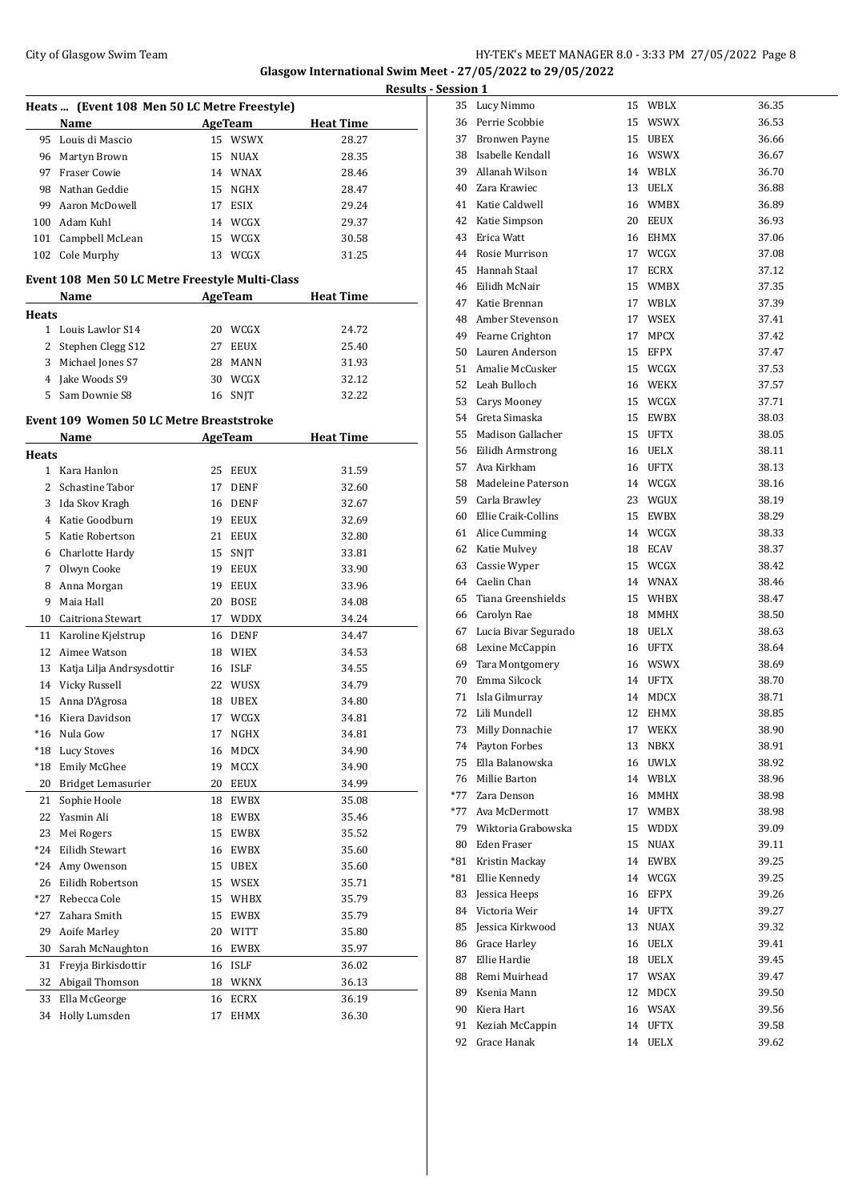**Glasgow International Swim Meet - 27/05/2022 to 29/05/2022**

**Results - Session 1**

### Heats ... (Event 108 Men 50 LC Metre Freestyle)

| | Name | Age | Team | Heat Time |
|---|---|---|---|---|
| 95 | Louis di Mascio | 15 | WSWX | 28.27 |
| 96 | Martyn Brown | 15 | NUAX | 28.35 |
| 97 | Fraser Cowie | 14 | WNAX | 28.46 |
| 98 | Nathan Geddie | 15 | NGHX | 28.47 |
| 99 | Aaron McDowell | 17 | ESIX | 29.24 |
| 100 | Adam Kuhl | 14 | WCGX | 29.37 |
| 101 | Campbell McLean | 15 | WCGX | 30.58 |
| 102 | Cole Murphy | 13 | WCGX | 31.25 |

### Event 108 Men 50 LC Metre Freestyle Multi-Class

| | Name | Age | Team | Heat Time |
|---|---|---|---|---|
| **Heats** | | | | |
| 1 | Louis Lawlor S14 | 20 | WCGX | 24.72 |
| 2 | Stephen Clegg S12 | 27 | EEUX | 25.40 |
| 3 | Michael Jones S7 | 28 | MANN | 31.93 |
| 4 | Jake Woods S9 | 30 | WCGX | 32.12 |
| 5 | Sam Downie S8 | 16 | SNJT | 32.22 |

### Event 109 Women 50 LC Metre Breaststroke

| | Name | Age | Team | Heat Time |
|---|---|---|---|---|
| **Heats** | | | | |
| 1 | Kara Hanlon | 25 | EEUX | 31.59 |
| 2 | Schastine Tabor | 17 | DENF | 32.60 |
| 3 | Ida Skov Kragh | 16 | DENF | 32.67 |
| 4 | Katie Goodburn | 19 | EEUX | 32.69 |
| 5 | Katie Robertson | 21 | EEUX | 32.80 |
| 6 | Charlotte Hardy | 15 | SNJT | 33.81 |
| 7 | Olwyn Cooke | 19 | EEUX | 33.90 |
| 8 | Anna Morgan | 19 | EEUX | 33.96 |
| 9 | Maia Hall | 20 | BOSE | 34.08 |
| 10 | Caitriona Stewart | 17 | WDDX | 34.24 |
| 11 | Karoline Kjelstrup | 16 | DENF | 34.47 |
| 12 | Aimee Watson | 18 | WIEX | 34.53 |
| 13 | Katja Lilja Andrsysdottir | 16 | ISLF | 34.55 |
| 14 | Vicky Russell | 22 | WUSX | 34.79 |
| 15 | Anna D'Agrosa | 18 | UBEX | 34.80 |
| *16 | Kiera Davidson | 17 | WCGX | 34.81 |
| *16 | Nula Gow | 17 | NGHX | 34.81 |
| *18 | Lucy Stoves | 16 | MDCX | 34.90 |
| *18 | Emily McGhee | 19 | MCCX | 34.90 |
| 20 | Bridget Lemasurier | 20 | EEUX | 34.99 |
| 21 | Sophie Hoole | 18 | EWBX | 35.08 |
| 22 | Yasmin Ali | 18 | EWBX | 35.46 |
| 23 | Mei Rogers | 15 | EWBX | 35.52 |
| *24 | Eilidh Stewart | 16 | EWBX | 35.60 |
| *24 | Amy Owenson | 15 | UBEX | 35.60 |
| 26 | Eilidh Robertson | 15 | WSEX | 35.71 |
| *27 | Rebecca Cole | 15 | WHBX | 35.79 |
| *27 | Zahara Smith | 15 | EWBX | 35.79 |
| 29 | Aoife Marley | 20 | WITT | 35.80 |
| 30 | Sarah McNaughton | 16 | EWBX | 35.97 |
| 31 | Freyja Birkisdottir | 16 | ISLF | 36.02 |
| 32 | Abigail Thomson | 18 | WKNX | 36.13 |
| 33 | Ella McGeorge | 16 | ECRX | 36.19 |
| 34 | Holly Lumsden | 17 | EHMX | 36.30 |
| 35 | Lucy Nimmo | 15 | WBLX | 36.35 |
| 36 | Perrie Scobbie | 15 | WSWX | 36.53 |
| 37 | Bronwen Payne | 15 | UBEX | 36.66 |
| 38 | Isabelle Kendall | 16 | WSWX | 36.67 |
| 39 | Allanah Wilson | 14 | WBLX | 36.70 |
| 40 | Zara Krawiec | 13 | UELX | 36.88 |
| 41 | Katie Caldwell | 16 | WMBX | 36.89 |
| 42 | Katie Simpson | 20 | EEUX | 36.93 |
| 43 | Erica Watt | 16 | EHMX | 37.06 |
| 44 | Rosie Murrison | 17 | WCGX | 37.08 |
| 45 | Hannah Staal | 17 | ECRX | 37.12 |
| 46 | Eilidh McNair | 15 | WMBX | 37.35 |
| 47 | Katie Brennan | 17 | WBLX | 37.39 |
| 48 | Amber Stevenson | 17 | WSEX | 37.41 |
| 49 | Fearne Crighton | 17 | MPCX | 37.42 |
| 50 | Lauren Anderson | 15 | EFPX | 37.47 |
| 51 | Amalie McCusker | 15 | WCGX | 37.53 |
| 52 | Leah Bulloch | 16 | WEKX | 37.57 |
| 53 | Carys Mooney | 15 | WCGX | 37.71 |
| 54 | Greta Simaska | 15 | EWBX | 38.03 |
| 55 | Madison Gallacher | 15 | UFTX | 38.05 |
| 56 | Eilidh Armstrong | 16 | UELX | 38.11 |
| 57 | Ava Kirkham | 16 | UFTX | 38.13 |
| 58 | Madeleine Paterson | 14 | WCGX | 38.16 |
| 59 | Carla Brawley | 23 | WGUX | 38.19 |
| 60 | Ellie Craik-Collins | 15 | EWBX | 38.29 |
| 61 | Alice Cumming | 14 | WCGX | 38.33 |
| 62 | Katie Mulvey | 18 | ECAV | 38.37 |
| 63 | Cassie Wyper | 15 | WCGX | 38.42 |
| 64 | Caelin Chan | 14 | WNAX | 38.46 |
| 65 | Tiana Greenshields | 15 | WHBX | 38.47 |
| 66 | Carolyn Rae | 18 | MMHX | 38.50 |
| 67 | Lucia Bivar Segurado | 18 | UELX | 38.63 |
| 68 | Lexine McCappin | 16 | UFTX | 38.64 |
| 69 | Tara Montgomery | 16 | WSWX | 38.69 |
| 70 | Emma Silcock | 14 | UFTX | 38.70 |
| 71 | Isla Gilmurray | 14 | MDCX | 38.71 |
| 72 | Lili Mundell | 12 | EHMX | 38.85 |
| 73 | Milly Donnachie | 17 | WEKX | 38.90 |
| 74 | Payton Forbes | 13 | NBKX | 38.91 |
| 75 | Ella Balanowska | 16 | UWLX | 38.92 |
| 76 | Millie Barton | 14 | WBLX | 38.96 |
| *77 | Zara Denson | 16 | MMHX | 38.98 |
| *77 | Ava McDermott | 17 | WMBX | 38.98 |
| 79 | Wiktoria Grabowska | 15 | WDDX | 39.09 |
| 80 | Eden Fraser | 15 | NUAX | 39.11 |
| *81 | Kristin Mackay | 14 | EWBX | 39.25 |
| *81 | Ellie Kennedy | 14 | WCGX | 39.25 |
| 83 | Jessica Heeps | 16 | EFPX | 39.26 |
| 84 | Victoria Weir | 14 | UFTX | 39.27 |
| 85 | Jessica Kirkwood | 13 | NUAX | 39.32 |
| 86 | Grace Harley | 16 | UELX | 39.41 |
| 87 | Ellie Hardie | 18 | UELX | 39.45 |
| 88 | Remi Muirhead | 17 | WSAX | 39.47 |
| 89 | Ksenia Mann | 12 | MDCX | 39.50 |
| 90 | Kiera Hart | 16 | WSAX | 39.56 |
| 91 | Keziah McCappin | 14 | UFTX | 39.58 |
| 92 | Grace Hanak | 14 | UELX | 39.62 |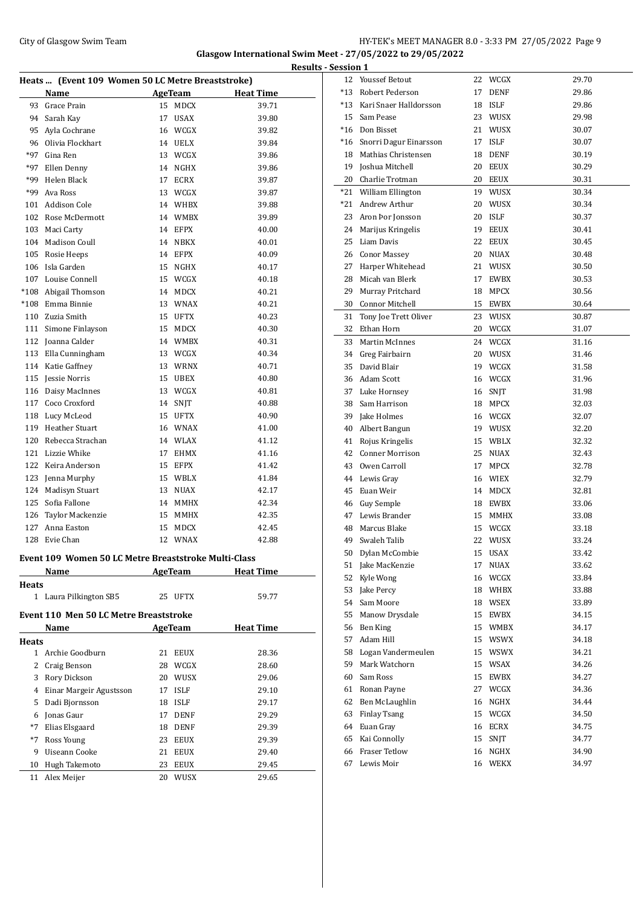**Glasgow International Swim Meet - 27/05/2022 to 29/05/2022**

**Results - Session 1**

### Heats ... (Event 109 Women 50 LC Metre Breaststroke)

| | Name | Age | Team | Heat Time |
|---|---|---|---|---|
| 93 | Grace Prain | 15 | MDCX | 39.71 |
| 94 | Sarah Kay | 17 | USAX | 39.80 |
| 95 | Ayla Cochrane | 16 | WCGX | 39.82 |
| 96 | Olivia Flockhart | 14 | UELX | 39.84 |
| *97 | Gina Ren | 13 | WCGX | 39.86 |
| *97 | Ellen Denny | 14 | NGHX | 39.86 |
| *99 | Helen Black | 17 | ECRX | 39.87 |
| *99 | Ava Ross | 13 | WCGX | 39.87 |
| 101 | Addison Cole | 14 | WHBX | 39.88 |
| 102 | Rose McDermott | 14 | WMBX | 39.89 |
| 103 | Maci Carty | 14 | EFPX | 40.00 |
| 104 | Madison Coull | 14 | NBKX | 40.01 |
| 105 | Rosie Heeps | 14 | EFPX | 40.09 |
| 106 | Isla Garden | 15 | NGHX | 40.17 |
| 107 | Louise Connell | 15 | WCGX | 40.18 |
| *108 | Abigail Thomson | 14 | MDCX | 40.21 |
| *108 | Emma Binnie | 13 | WNAX | 40.21 |
| 110 | Zuzia Smith | 15 | UFTX | 40.23 |
| 111 | Simone Finlayson | 15 | MDCX | 40.30 |
| 112 | Joanna Calder | 14 | WMBX | 40.31 |
| 113 | Ella Cunningham | 13 | WCGX | 40.34 |
| 114 | Katie Gaffney | 13 | WRNX | 40.71 |
| 115 | Jessie Norris | 15 | UBEX | 40.80 |
| 116 | Daisy MacInnes | 13 | WCGX | 40.81 |
| 117 | Coco Croxford | 14 | SNJT | 40.88 |
| 118 | Lucy McLeod | 15 | UFTX | 40.90 |
| 119 | Heather Stuart | 16 | WNAX | 41.00 |
| 120 | Rebecca Strachan | 14 | WLAX | 41.12 |
| 121 | Lizzie Whike | 17 | EHMX | 41.16 |
| 122 | Keira Anderson | 15 | EFPX | 41.42 |
| 123 | Jenna Murphy | 15 | WBLX | 41.84 |
| 124 | Madisyn Stuart | 13 | NUAX | 42.17 |
| 125 | Sofia Fallone | 14 | MMHX | 42.34 |
| 126 | Taylor Mackenzie | 15 | MMHX | 42.35 |
| 127 | Anna Easton | 15 | MDCX | 42.45 |
| 128 | Evie Chan | 12 | WNAX | 42.88 |

### Event 109 Women 50 LC Metre Breaststroke Multi-Class

| | Name | Age | Team | Heat Time |
|---|---|---|---|---|
| **Heats** | | | | |
| 1 | Laura Pilkington SB5 | 25 | UFTX | 59.77 |

### Event 110 Men 50 LC Metre Breaststroke

| | Name | Age | Team | Heat Time |
|---|---|---|---|---|
| **Heats** | | | | |
| 1 | Archie Goodburn | 21 | EEUX | 28.36 |
| 2 | Craig Benson | 28 | WCGX | 28.60 |
| 3 | Rory Dickson | 20 | WUSX | 29.06 |
| 4 | Einar Margeir Agustsson | 17 | ISLF | 29.10 |
| 5 | Dadi Bjornsson | 18 | ISLF | 29.17 |
| 6 | Jonas Gaur | 17 | DENF | 29.29 |
| *7 | Elias Elsgaard | 18 | DENF | 29.39 |
| *7 | Ross Young | 23 | EEUX | 29.39 |
| 9 | Uiseann Cooke | 21 | EEUX | 29.40 |
| 10 | Hugh Takemoto | 23 | EEUX | 29.45 |
| 11 | Alex Meijer | 20 | WUSX | 29.65 |
| 12 | Youssef Betout | 22 | WCGX | 29.70 |
| *13 | Robert Pederson | 17 | DENF | 29.86 |
| *13 | Kari Snaer Halldorsson | 18 | ISLF | 29.86 |
| 15 | Sam Pease | 23 | WUSX | 29.98 |
| *16 | Don Bisset | 21 | WUSX | 30.07 |
| *16 | Snorri Dagur Einarsson | 17 | ISLF | 30.07 |
| 18 | Mathias Christensen | 18 | DENF | 30.19 |
| 19 | Joshua Mitchell | 20 | EEUX | 30.29 |
| 20 | Charlie Trotman | 20 | EEUX | 30.31 |
| *21 | William Ellington | 19 | WUSX | 30.34 |
| *21 | Andrew Arthur | 20 | WUSX | 30.34 |
| 23 | Aron Þor Jonsson | 20 | ISLF | 30.37 |
| 24 | Marijus Kringelis | 19 | EEUX | 30.41 |
| 25 | Liam Davis | 22 | EEUX | 30.45 |
| 26 | Conor Massey | 20 | NUAX | 30.48 |
| 27 | Harper Whitehead | 21 | WUSX | 30.50 |
| 28 | Micah van Blerk | 17 | EWBX | 30.53 |
| 29 | Murray Pritchard | 18 | MPCX | 30.56 |
| 30 | Connor Mitchell | 15 | EWBX | 30.64 |
| 31 | Tony Joe Trett Oliver | 23 | WUSX | 30.87 |
| 32 | Ethan Horn | 20 | WCGX | 31.07 |
| 33 | Martin McInnes | 24 | WCGX | 31.16 |
| 34 | Greg Fairbairn | 20 | WUSX | 31.46 |
| 35 | David Blair | 19 | WCGX | 31.58 |
| 36 | Adam Scott | 16 | WCGX | 31.96 |
| 37 | Luke Hornsey | 16 | SNJT | 31.98 |
| 38 | Sam Harrison | 18 | MPCX | 32.03 |
| 39 | Jake Holmes | 16 | WCGX | 32.07 |
| 40 | Albert Bangun | 19 | WUSX | 32.20 |
| 41 | Rojus Kringelis | 15 | WBLX | 32.32 |
| 42 | Conner Morrison | 25 | NUAX | 32.43 |
| 43 | Owen Carroll | 17 | MPCX | 32.78 |
| 44 | Lewis Gray | 16 | WIEX | 32.79 |
| 45 | Euan Weir | 14 | MDCX | 32.81 |
| 46 | Guy Semple | 18 | EWBX | 33.06 |
| 47 | Lewis Brander | 15 | MMHX | 33.08 |
| 48 | Marcus Blake | 15 | WCGX | 33.18 |
| 49 | Swaleh Talib | 22 | WUSX | 33.24 |
| 50 | Dylan McCombie | 15 | USAX | 33.42 |
| 51 | Jake MacKenzie | 17 | NUAX | 33.62 |
| 52 | Kyle Wong | 16 | WCGX | 33.84 |
| 53 | Jake Percy | 18 | WHBX | 33.88 |
| 54 | Sam Moore | 18 | WSEX | 33.89 |
| 55 | Manow Drysdale | 15 | EWBX | 34.15 |
| 56 | Ben King | 15 | WMBX | 34.17 |
| 57 | Adam Hill | 15 | WSWX | 34.18 |
| 58 | Logan Vandermeulen | 15 | WSWX | 34.21 |
| 59 | Mark Watchorn | 15 | WSAX | 34.26 |
| 60 | Sam Ross | 15 | EWBX | 34.27 |
| 61 | Ronan Payne | 27 | WCGX | 34.36 |
| 62 | Ben McLaughlin | 16 | NGHX | 34.44 |
| 63 | Finlay Tsang | 15 | WCGX | 34.50 |
| 64 | Euan Gray | 16 | ECRX | 34.75 |
| 65 | Kai Connolly | 15 | SNJT | 34.77 |
| 66 | Fraser Tetlow | 16 | NGHX | 34.90 |
| 67 | Lewis Moir | 16 | WEKX | 34.97 |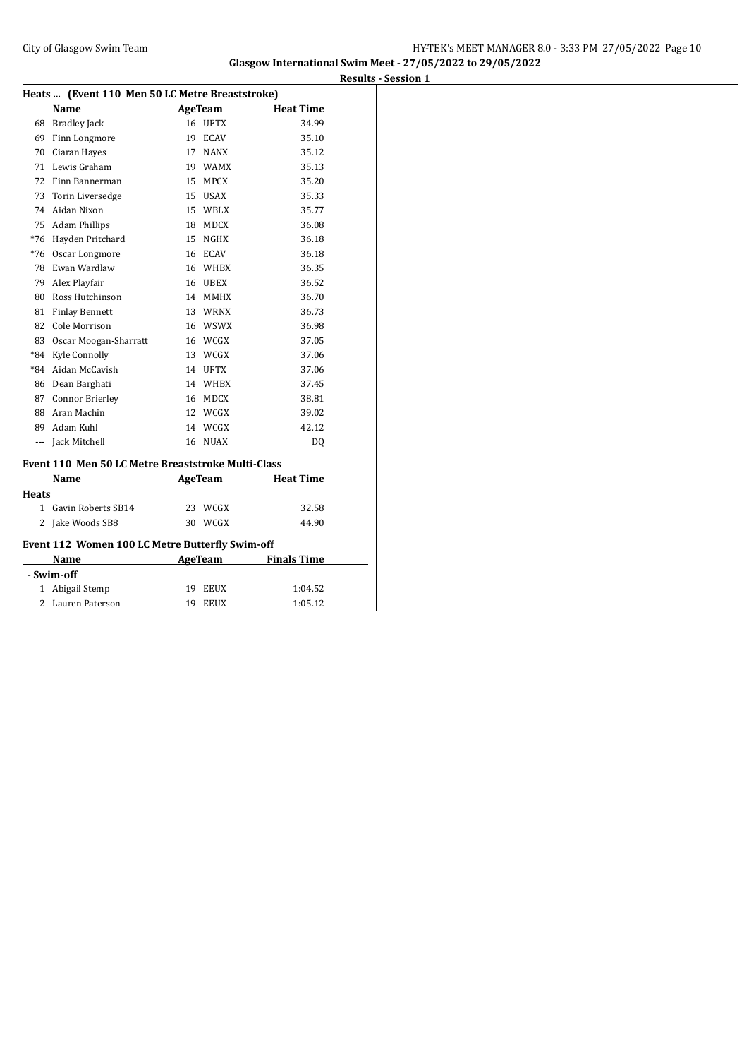**Glasgow International Swim Meet - 27/05/2022 to 29/05/2022**

**Results - Session 1**

### Heats ... (Event 110 Men 50 LC Metre Breaststroke)

| | Name | Age | Team | Heat Time |
|---|---|---|---|---|
| 68 | Bradley Jack | 16 | UFTX | 34.99 |
| 69 | Finn Longmore | 19 | ECAV | 35.10 |
| 70 | Ciaran Hayes | 17 | NANX | 35.12 |
| 71 | Lewis Graham | 19 | WAMX | 35.13 |
| 72 | Finn Bannerman | 15 | MPCX | 35.20 |
| 73 | Torin Liversedge | 15 | USAX | 35.33 |
| 74 | Aidan Nixon | 15 | WBLX | 35.77 |
| 75 | Adam Phillips | 18 | MDCX | 36.08 |
| *76 | Hayden Pritchard | 15 | NGHX | 36.18 |
| *76 | Oscar Longmore | 16 | ECAV | 36.18 |
| 78 | Ewan Wardlaw | 16 | WHBX | 36.35 |
| 79 | Alex Playfair | 16 | UBEX | 36.52 |
| 80 | Ross Hutchinson | 14 | MMHX | 36.70 |
| 81 | Finlay Bennett | 13 | WRNX | 36.73 |
| 82 | Cole Morrison | 16 | WSWX | 36.98 |
| 83 | Oscar Moogan-Sharratt | 16 | WCGX | 37.05 |
| *84 | Kyle Connolly | 13 | WCGX | 37.06 |
| *84 | Aidan McCavish | 14 | UFTX | 37.06 |
| 86 | Dean Barghati | 14 | WHBX | 37.45 |
| 87 | Connor Brierley | 16 | MDCX | 38.81 |
| 88 | Aran Machin | 12 | WCGX | 39.02 |
| 89 | Adam Kuhl | 14 | WCGX | 42.12 |
| --- | Jack Mitchell | 16 | NUAX | DQ |

### Event 110 Men 50 LC Metre Breaststroke Multi-Class

| | Name | Age | Team | Heat Time |
|---|---|---|---|---|
| **Heats** | | | | |
| 1 | Gavin Roberts SB14 | 23 | WCGX | 32.58 |
| 2 | Jake Woods SB8 | 30 | WCGX | 44.90 |

### Event 112 Women 100 LC Metre Butterfly Swim-off

| | Name | Age | Team | Finals Time |
|---|---|---|---|---|
| **- Swim-off** | | | | |
| 1 | Abigail Stemp | 19 | EEUX | 1:04.52 |
| 2 | Lauren Paterson | 19 | EEUX | 1:05.12 |